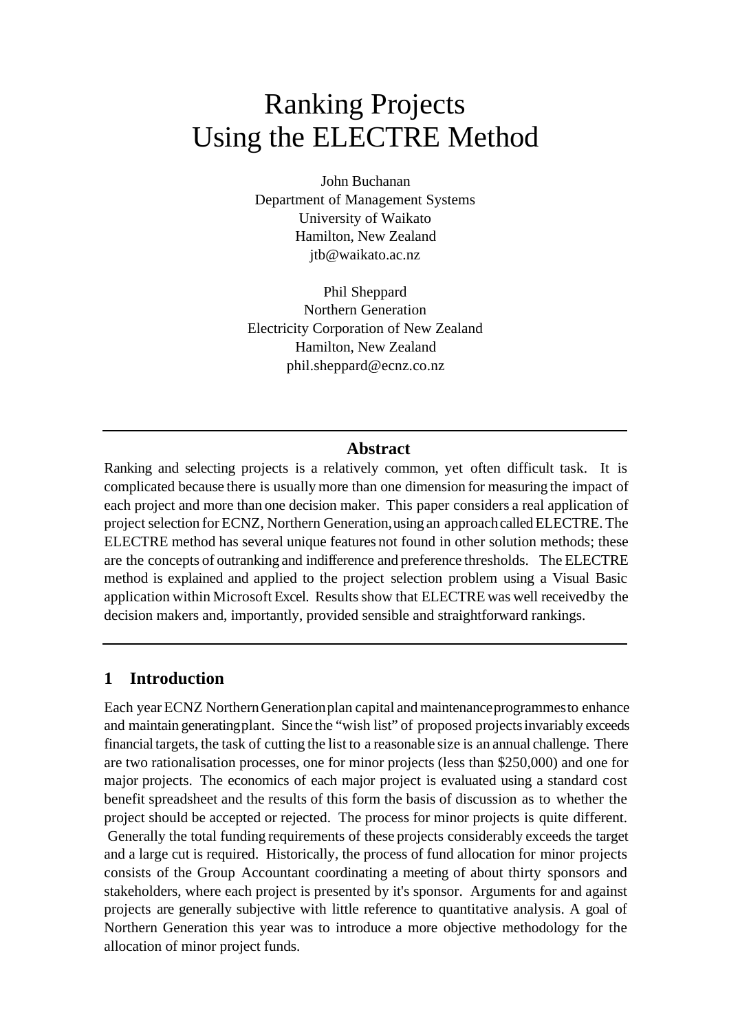# Ranking Projects Using the ELECTRE Method

John Buchanan
Department of Management Systems
University of Waikato
Hamilton, New Zealand
jtb@waikato.ac.nz

Phil Sheppard
Northern Generation
Electricity Corporation of New Zealand
Hamilton, New Zealand
phil.sheppard@ecnz.co.nz

---

### Abstract

Ranking and selecting projects is a relatively common, yet often difficult task. It is complicated because there is usually more than one dimension for measuring the impact of each project and more than one decision maker. This paper considers a real application of project selection for ECNZ, Northern Generation, using an approach called ELECTRE. The ELECTRE method has several unique features not found in other solution methods; these are the concepts of outranking and indifference and preference thresholds. The ELECTRE method is explained and applied to the project selection problem using a Visual Basic application within Microsoft Excel. Results show that ELECTRE was well received by the decision makers and, importantly, provided sensible and straightforward rankings.

---

## 1 Introduction

Each year ECNZ Northern Generation plan capital and maintenance programmes to enhance and maintain generating plant. Since the "wish list" of proposed projects invariably exceeds financial targets, the task of cutting the list to a reasonable size is an annual challenge. There are two rationalisation processes, one for minor projects (less than $250,000) and one for major projects. The economics of each major project is evaluated using a standard cost benefit spreadsheet and the results of this form the basis of discussion as to whether the project should be accepted or rejected. The process for minor projects is quite different. Generally the total funding requirements of these projects considerably exceeds the target and a large cut is required. Historically, the process of fund allocation for minor projects consists of the Group Accountant coordinating a meeting of about thirty sponsors and stakeholders, where each project is presented by it's sponsor. Arguments for and against projects are generally subjective with little reference to quantitative analysis. A goal of Northern Generation this year was to introduce a more objective methodology for the allocation of minor project funds.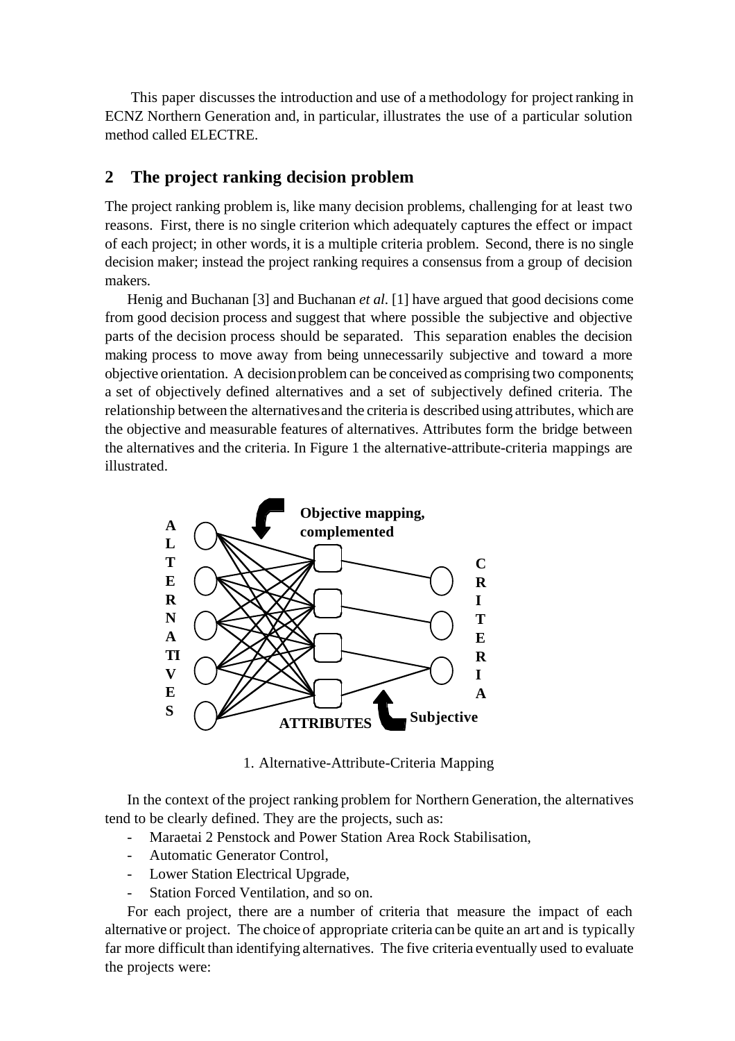This paper discusses the introduction and use of a methodology for project ranking in ECNZ Northern Generation and, in particular, illustrates the use of a particular solution method called ELECTRE.

## 2 The project ranking decision problem

The project ranking problem is, like many decision problems, challenging for at least two reasons. First, there is no single criterion which adequately captures the effect or impact of each project; in other words, it is a multiple criteria problem. Second, there is no single decision maker; instead the project ranking requires a consensus from a group of decision makers.

Henig and Buchanan [3] and Buchanan *et al*. [1] have argued that good decisions come from good decision process and suggest that where possible the subjective and objective parts of the decision process should be separated. This separation enables the decision making process to move away from being unnecessarily subjective and toward a more objective orientation. A decision problem can be conceived as comprising two components; a set of objectively defined alternatives and a set of subjectively defined criteria. The relationship between the alternatives and the criteria is described using attributes, which are the objective and measurable features of alternatives. Attributes form the bridge between the alternatives and the criteria. In Figure 1 the alternative-attribute-criteria mappings are illustrated.

1. Alternative-Attribute-Criteria Mapping

In the context of the project ranking problem for Northern Generation, the alternatives tend to be clearly defined. They are the projects, such as:

- Maraetai 2 Penstock and Power Station Area Rock Stabilisation,
- Automatic Generator Control,
- Lower Station Electrical Upgrade,
- Station Forced Ventilation, and so on.

For each project, there are a number of criteria that measure the impact of each alternative or project. The choice of appropriate criteria can be quite an art and is typically far more difficult than identifying alternatives. The five criteria eventually used to evaluate the projects were: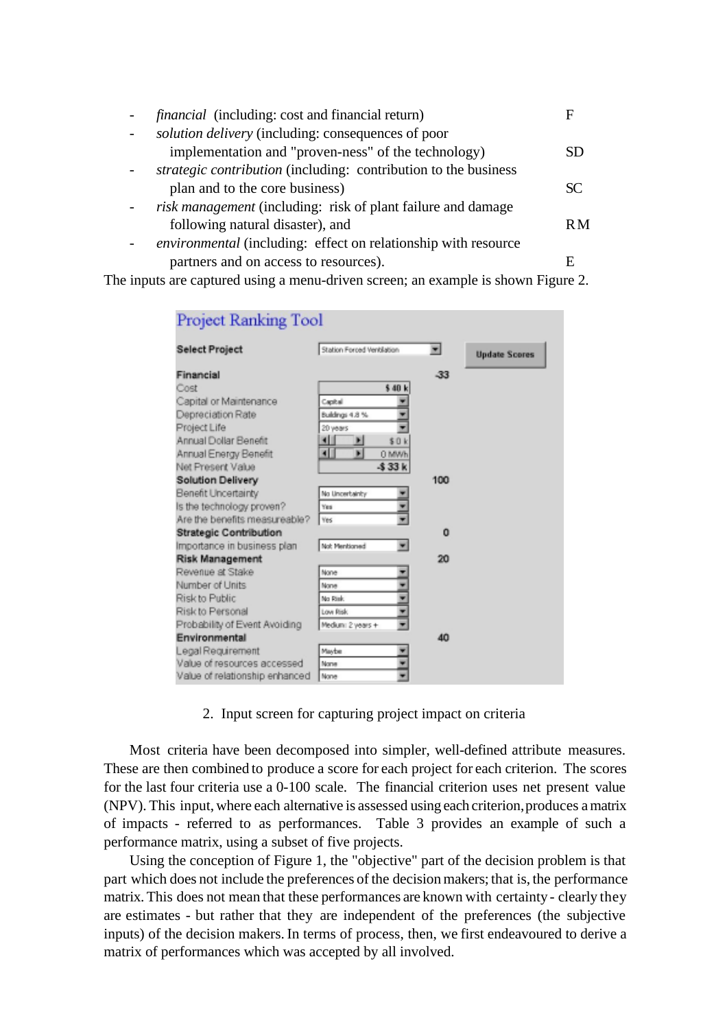- *financial* (including: cost and financial return) F
- *solution delivery* (including: consequences of poor implementation and "proven-ness" of the technology) SD
- *strategic contribution* (including: contribution to the business plan and to the core business) SC
- *risk management* (including: risk of plant failure and damage following natural disaster), and RM
- *environmental* (including: effect on relationship with resource partners and on access to resources). E

The inputs are captured using a menu-driven screen; an example is shown Figure 2.

**Project Ranking Tool**

| Select Project | Station Forced Ventilation | Update Scores |
|---|---|---|
| **Financial** | | -33 |
| Cost | $ 40 k | |
| Capital or Maintenance | Capital | |
| Depreciation Rate | Buildings 4.8 % | |
| Project Life | 20 years | |
| Annual Dollar Benefit | $ 0 k | |
| Annual Energy Benefit | 0 MWh | |
| Net Present Value | -$ 33 k | |
| **Solution Delivery** | | 100 |
| Benefit Uncertainty | No Uncertainty | |
| Is the technology proven? | Yes | |
| Are the benefits measureable? | Yes | |
| **Strategic Contribution** | | 0 |
| Importance in business plan | Not Mentioned | |
| **Risk Management** | | 20 |
| Revenue at Stake | None | |
| Number of Units | None | |
| Risk to Public | No Risk | |
| Risk to Personal | Low Risk | |
| Probability of Event Avoiding | Medium: 2 years + | |
| **Environmental** | | 40 |
| Legal Requirement | Maybe | |
| Value of resources accessed | None | |
| Value of relationship enhanced | None | |

2. Input screen for capturing project impact on criteria

Most criteria have been decomposed into simpler, well-defined attribute measures. These are then combined to produce a score for each project for each criterion. The scores for the last four criteria use a 0-100 scale. The financial criterion uses net present value (NPV). This input, where each alternative is assessed using each criterion, produces a matrix of impacts - referred to as performances. Table 3 provides an example of such a performance matrix, using a subset of five projects.

Using the conception of Figure 1, the "objective" part of the decision problem is that part which does not include the preferences of the decision makers; that is, the performance matrix. This does not mean that these performances are known with certainty - clearly they are estimates - but rather that they are independent of the preferences (the subjective inputs) of the decision makers. In terms of process, then, we first endeavoured to derive a matrix of performances which was accepted by all involved.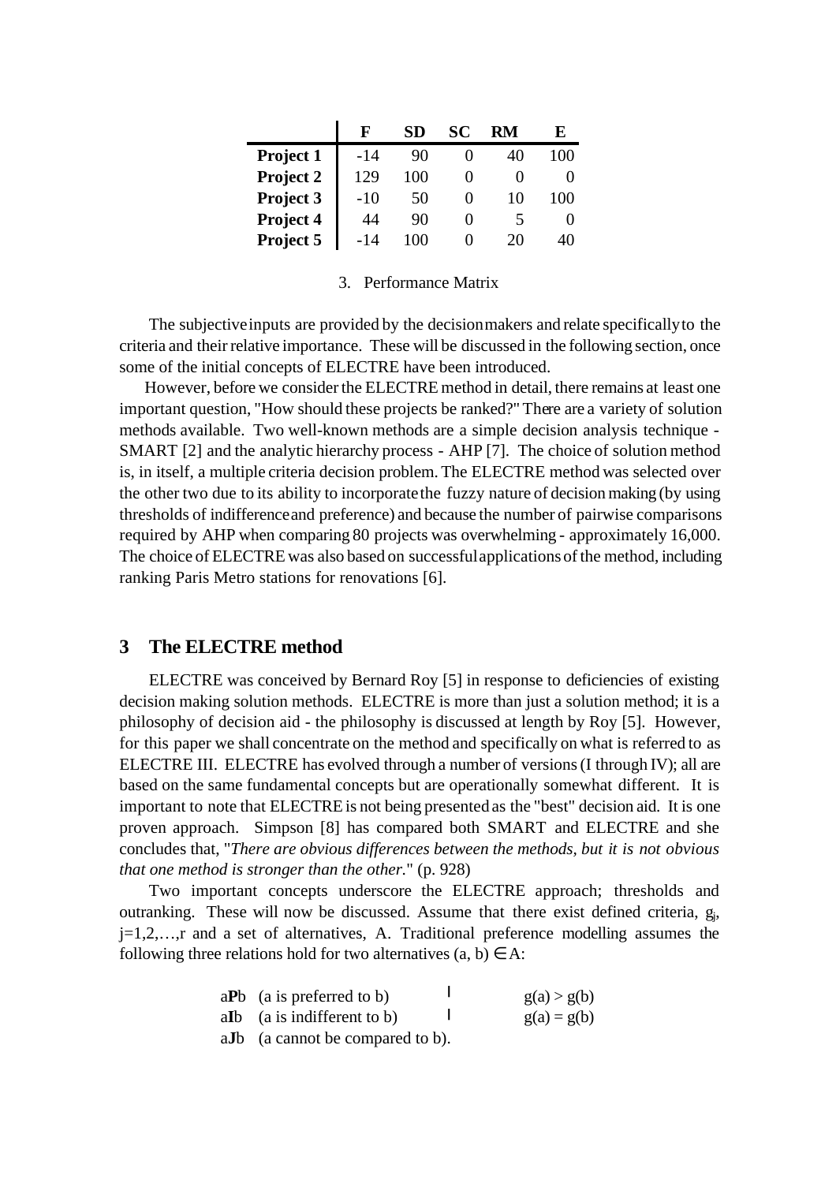|  | F | SD | SC | RM | E |
|---|---|---|---|---|---|
| **Project 1** | -14 | 90 | 0 | 40 | 100 |
| **Project 2** | 129 | 100 | 0 | 0 | 0 |
| **Project 3** | -10 | 50 | 0 | 10 | 100 |
| **Project 4** | 44 | 90 | 0 | 5 | 0 |
| **Project 5** | -14 | 100 | 0 | 20 | 40 |

3. Performance Matrix

The subjective inputs are provided by the decision makers and relate specifically to the criteria and their relative importance. These will be discussed in the following section, once some of the initial concepts of ELECTRE have been introduced.

However, before we consider the ELECTRE method in detail, there remains at least one important question, "How should these projects be ranked?" There are a variety of solution methods available. Two well-known methods are a simple decision analysis technique - SMART [2] and the analytic hierarchy process - AHP [7]. The choice of solution method is, in itself, a multiple criteria decision problem. The ELECTRE method was selected over the other two due to its ability to incorporate the fuzzy nature of decision making (by using thresholds of indifference and preference) and because the number of pairwise comparisons required by AHP when comparing 80 projects was overwhelming - approximately 16,000. The choice of ELECTRE was also based on successful applications of the method, including ranking Paris Metro stations for renovations [6].

## 3 The ELECTRE method

ELECTRE was conceived by Bernard Roy [5] in response to deficiencies of existing decision making solution methods. ELECTRE is more than just a solution method; it is a philosophy of decision aid - the philosophy is discussed at length by Roy [5]. However, for this paper we shall concentrate on the method and specifically on what is referred to as ELECTRE III. ELECTRE has evolved through a number of versions (I through IV); all are based on the same fundamental concepts but are operationally somewhat different. It is important to note that ELECTRE is not being presented as the "best" decision aid. It is one proven approach. Simpson [8] has compared both SMART and ELECTRE and she concludes that, "*There are obvious differences between the methods, but it is not obvious that one method is stronger than the other.*" (p. 928)

Two important concepts underscore the ELECTRE approach; thresholds and outranking. These will now be discussed. Assume that there exist defined criteria, $g_j$, $j=1,2,\ldots,r$ and a set of alternatives, A. Traditional preference modelling assumes the following three relations hold for two alternatives $(a, b) \in A$:

a**P**b (a is preferred to b) $\Leftrightarrow$ $g(a) > g(b)$

a**I**b (a is indifferent to b) $\Leftrightarrow$ $g(a) = g(b)$

a**J**b (a cannot be compared to b).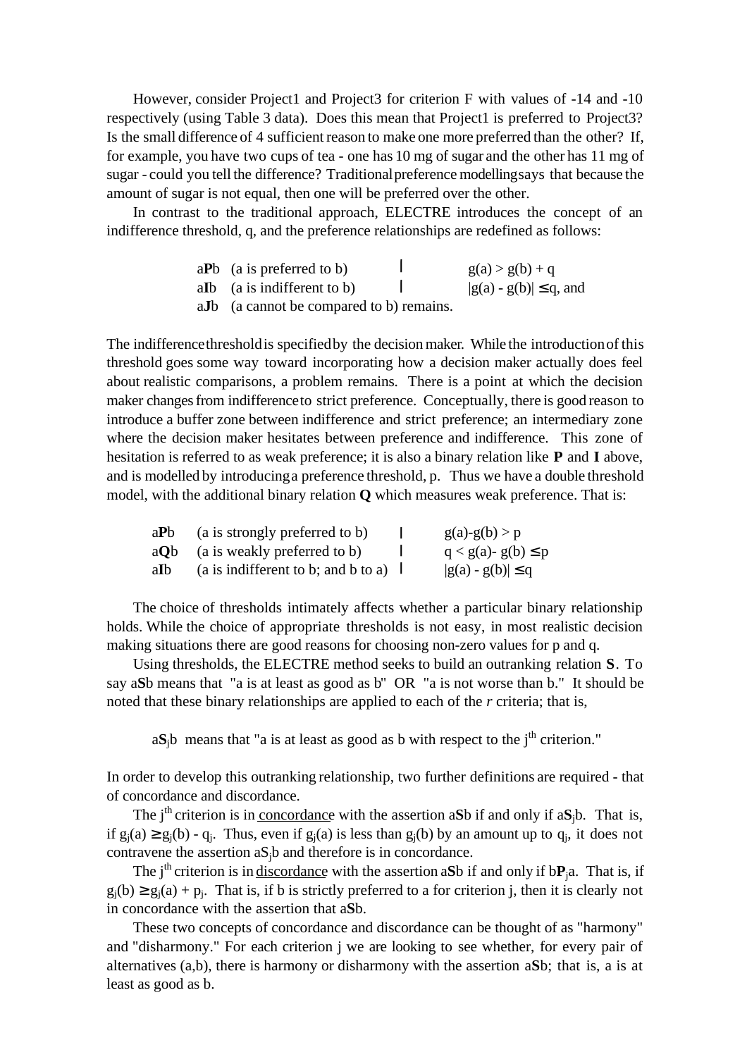However, consider Project1 and Project3 for criterion F with values of -14 and -10 respectively (using Table 3 data). Does this mean that Project1 is preferred to Project3? Is the small difference of 4 sufficient reason to make one more preferred than the other? If, for example, you have two cups of tea - one has 10 mg of sugar and the other has 11 mg of sugar - could you tell the difference? Traditional preference modelling says that because the amount of sugar is not equal, then one will be preferred over the other.

In contrast to the traditional approach, ELECTRE introduces the concept of an indifference threshold, q, and the preference relationships are redefined as follows:

a**P**b (a is preferred to b) | $g(a) > g(b) + q$
a**I**b (a is indifferent to b) | $|g(a) - g(b)| \leq q$, and
a**J**b (a cannot be compared to b) remains.

The indifference threshold is specified by the decision maker. While the introduction of this threshold goes some way toward incorporating how a decision maker actually does feel about realistic comparisons, a problem remains. There is a point at which the decision maker changes from indifference to strict preference. Conceptually, there is good reason to introduce a buffer zone between indifference and strict preference; an intermediary zone where the decision maker hesitates between preference and indifference. This zone of hesitation is referred to as weak preference; it is also a binary relation like **P** and **I** above, and is modelled by introducing a preference threshold, p. Thus we have a double threshold model, with the additional binary relation **Q** which measures weak preference. That is:

a**P**b (a is strongly preferred to b) | $g(a)-g(b) > p$
a**Q**b (a is weakly preferred to b) | $q < g(a)- g(b) \leq p$
a**I**b (a is indifferent to b; and b to a) | $|g(a) - g(b)| \leq q$

The choice of thresholds intimately affects whether a particular binary relationship holds. While the choice of appropriate thresholds is not easy, in most realistic decision making situations there are good reasons for choosing non-zero values for p and q.

Using thresholds, the ELECTRE method seeks to build an outranking relation **S**. To say a**S**b means that "a is at least as good as b" OR "a is not worse than b." It should be noted that these binary relationships are applied to each of the *r* criteria; that is,

a$\mathbf{S}_j$b means that "a is at least as good as b with respect to the $j^{th}$ criterion."

In order to develop this outranking relationship, two further definitions are required - that of concordance and discordance.

The $j^{th}$ criterion is in concordance with the assertion a**S**b if and only if a$\mathbf{S}_j$b. That is, if $g_j(a) \geq g_j(b) - q_j$. Thus, even if $g_j(a)$ is less than $g_j(b)$ by an amount up to $q_j$, it does not contravene the assertion a$S_j$b and therefore is in concordance.

The $j^{th}$ criterion is in discordance with the assertion a**S**b if and only if b$\mathbf{P}_j$a. That is, if $g_j(b) \geq g_j(a) + p_j$. That is, if b is strictly preferred to a for criterion j, then it is clearly not in concordance with the assertion that a**S**b.

These two concepts of concordance and discordance can be thought of as "harmony" and "disharmony." For each criterion j we are looking to see whether, for every pair of alternatives (a,b), there is harmony or disharmony with the assertion a**S**b; that is, a is at least as good as b.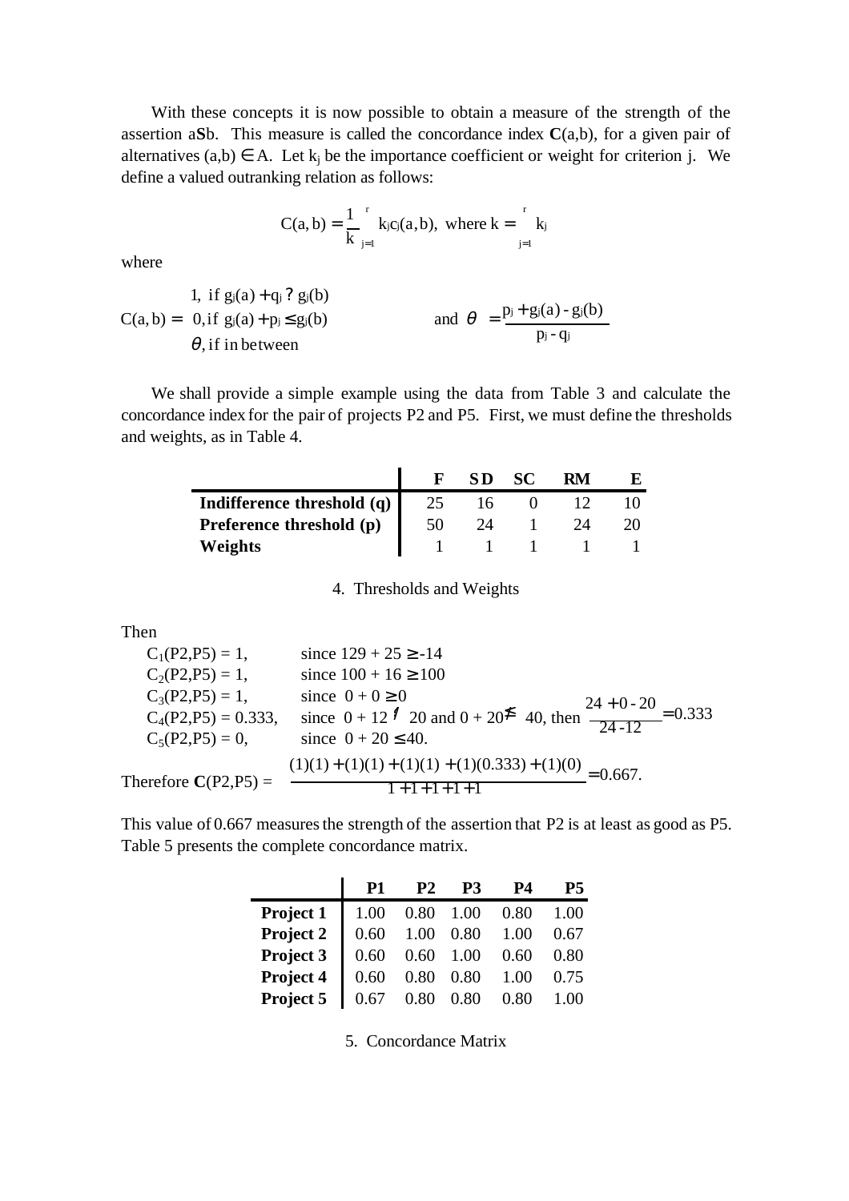With these concepts it is now possible to obtain a measure of the strength of the assertion a**S**b. This measure is called the concordance index **C**(a,b), for a given pair of alternatives (a,b) $\in$ A. Let $k_j$ be the importance coefficient or weight for criterion j. We define a valued outranking relation as follows:

$$C(a,b) = \frac{1}{k} \sum_{j=1}^{r} k_j c_j(a,b), \text{ where } k = \sum_{j=1}^{r} k_j$$

where

$$C(a,b) = \begin{cases} 1, & \text{if } g_j(a) + q_j \geq g_j(b) \\ 0, & \text{if } g_j(a) + p_j \leq g_j(b) \\ \theta, & \text{if in between} \end{cases} \qquad \text{and } \theta = \frac{p_j + g_j(a) - g_j(b)}{p_j - q_j}$$

We shall provide a simple example using the data from Table 3 and calculate the concordance index for the pair of projects P2 and P5. First, we must define the thresholds and weights, as in Table 4.

| | F | SD | SC | RM | E |
|---|---|---|---|---|---|
| **Indifference threshold (q)** | 25 | 16 | 0 | 12 | 10 |
| **Preference threshold (p)** | 50 | 24 | 1 | 24 | 20 |
| **Weights** | 1 | 1 | 1 | 1 | 1 |

4. Thresholds and Weights

Then

$C_1(P2,P5) = 1$, since $129 + 25 \geq -14$

$C_2(P2,P5) = 1$, since $100 + 16 \geq 100$

$C_3(P2,P5) = 1$, since $0 + 0 \geq 0$

$C_4(P2,P5) = 0.333$, since $0 + 12 \ngeq 20$ and $0 + 20 \nleq 40$, then $\frac{24 + 0 - 20}{24 - 12} = 0.333$

$C_5(P2,P5) = 0$, since $0 + 20 \leq 40$.

Therefore $\mathbf{C}(P2,P5) = \frac{(1)(1) + (1)(1) + (1)(1) + (1)(0.333) + (1)(0)}{1 + 1 + 1 + 1 + 1} = 0.667.$

This value of 0.667 measures the strength of the assertion that P2 is at least as good as P5. Table 5 presents the complete concordance matrix.

| | P1 | P2 | P3 | P4 | P5 |
|---|---|---|---|---|---|
| **Project 1** | 1.00 | 0.80 | 1.00 | 0.80 | 1.00 |
| **Project 2** | 0.60 | 1.00 | 0.80 | 1.00 | 0.67 |
| **Project 3** | 0.60 | 0.60 | 1.00 | 0.60 | 0.80 |
| **Project 4** | 0.60 | 0.80 | 0.80 | 1.00 | 0.75 |
| **Project 5** | 0.67 | 0.80 | 0.80 | 0.80 | 1.00 |

5. Concordance Matrix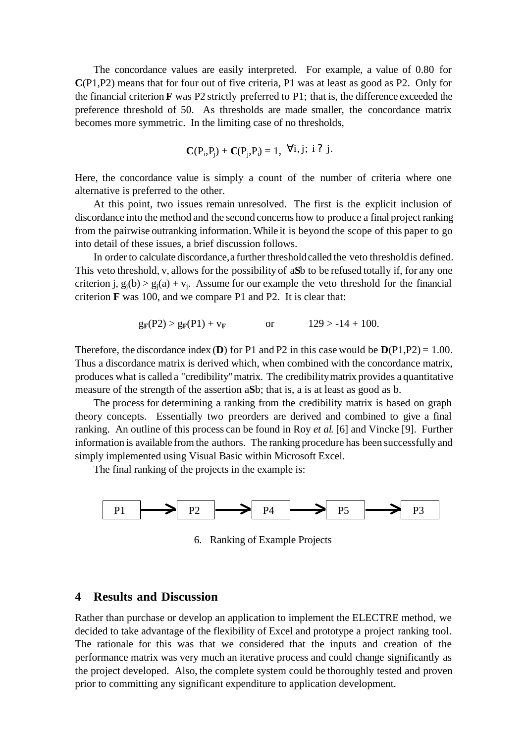The concordance values are easily interpreted. For example, a value of 0.80 for **C**(P1,P2) means that for four out of five criteria, P1 was at least as good as P2. Only for the financial criterion **F** was P2 strictly preferred to P1; that is, the difference exceeded the preference threshold of 50. As thresholds are made smaller, the concordance matrix becomes more symmetric. In the limiting case of no thresholds,

$$\mathbf{C}(P_i,P_j) + \mathbf{C}(P_j,P_i) = 1, \ \forall i, j; \ i \neq j.$$

Here, the concordance value is simply a count of the number of criteria where one alternative is preferred to the other.

At this point, two issues remain unresolved. The first is the explicit inclusion of discordance into the method and the second concerns how to produce a final project ranking from the pairwise outranking information. While it is beyond the scope of this paper to go into detail of these issues, a brief discussion follows.

In order to calculate discordance, a further threshold called the veto threshold is defined. This veto threshold, v, allows for the possibility of a**S**b to be refused totally if, for any one criterion j, $g_j(b) > g_j(a) + v_j$. Assume for our example the veto threshold for the financial criterion **F** was 100, and we compare P1 and P2. It is clear that:

$$g_{\mathbf{F}}(P2) > g_{\mathbf{F}}(P1) + v_{\mathbf{F}} \qquad \text{or} \qquad 129 > -14 + 100.$$

Therefore, the discordance index (**D**) for P1 and P2 in this case would be **D**(P1,P2) = 1.00. Thus a discordance matrix is derived which, when combined with the concordance matrix, produces what is called a "credibility" matrix. The credibility matrix provides a quantitative measure of the strength of the assertion a**S**b; that is, a is at least as good as b.

The process for determining a ranking from the credibility matrix is based on graph theory concepts. Essentially two preorders are derived and combined to give a final ranking. An outline of this process can be found in Roy *et al.* [6] and Vincke [9]. Further information is available from the authors. The ranking procedure has been successfully and simply implemented using Visual Basic within Microsoft Excel.

The final ranking of the projects in the example is:

P1 → P2 → P4 → P5 → P3

6. Ranking of Example Projects

## 4 Results and Discussion

Rather than purchase or develop an application to implement the ELECTRE method, we decided to take advantage of the flexibility of Excel and prototype a project ranking tool. The rationale for this was that we considered that the inputs and creation of the performance matrix was very much an iterative process and could change significantly as the project developed. Also, the complete system could be thoroughly tested and proven prior to committing any significant expenditure to application development.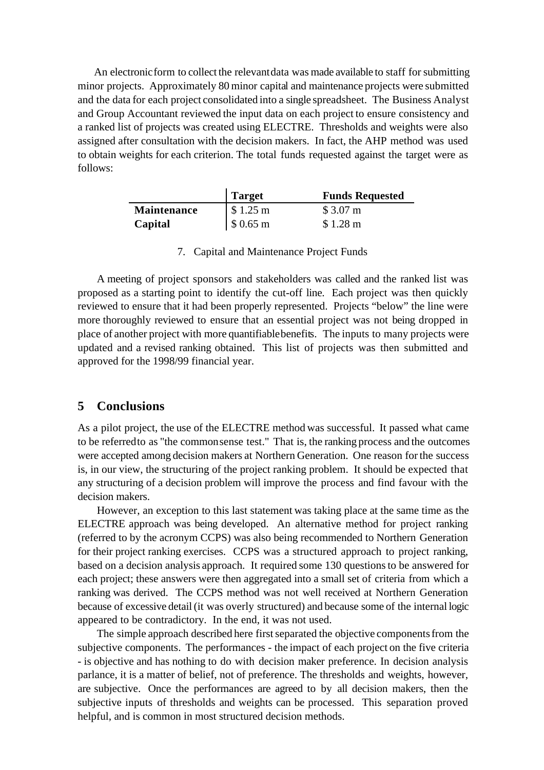An electronic form to collect the relevant data was made available to staff for submitting minor projects. Approximately 80 minor capital and maintenance projects were submitted and the data for each project consolidated into a single spreadsheet. The Business Analyst and Group Accountant reviewed the input data on each project to ensure consistency and a ranked list of projects was created using ELECTRE. Thresholds and weights were also assigned after consultation with the decision makers. In fact, the AHP method was used to obtain weights for each criterion. The total funds requested against the target were as follows:

| | **Target** | **Funds Requested** |
|---|---|---|
| **Maintenance** | $ 1.25 m | $ 3.07 m |
| **Capital** | $ 0.65 m | $ 1.28 m |

7. Capital and Maintenance Project Funds

A meeting of project sponsors and stakeholders was called and the ranked list was proposed as a starting point to identify the cut-off line. Each project was then quickly reviewed to ensure that it had been properly represented. Projects "below" the line were more thoroughly reviewed to ensure that an essential project was not being dropped in place of another project with more quantifiable benefits. The inputs to many projects were updated and a revised ranking obtained. This list of projects was then submitted and approved for the 1998/99 financial year.

## 5 Conclusions

As a pilot project, the use of the ELECTRE method was successful. It passed what came to be referred to as "the common sense test." That is, the ranking process and the outcomes were accepted among decision makers at Northern Generation. One reason for the success is, in our view, the structuring of the project ranking problem. It should be expected that any structuring of a decision problem will improve the process and find favour with the decision makers.

However, an exception to this last statement was taking place at the same time as the ELECTRE approach was being developed. An alternative method for project ranking (referred to by the acronym CCPS) was also being recommended to Northern Generation for their project ranking exercises. CCPS was a structured approach to project ranking, based on a decision analysis approach. It required some 130 questions to be answered for each project; these answers were then aggregated into a small set of criteria from which a ranking was derived. The CCPS method was not well received at Northern Generation because of excessive detail (it was overly structured) and because some of the internal logic appeared to be contradictory. In the end, it was not used.

The simple approach described here first separated the objective components from the subjective components. The performances - the impact of each project on the five criteria - is objective and has nothing to do with decision maker preference. In decision analysis parlance, it is a matter of belief, not of preference. The thresholds and weights, however, are subjective. Once the performances are agreed to by all decision makers, then the subjective inputs of thresholds and weights can be processed. This separation proved helpful, and is common in most structured decision methods.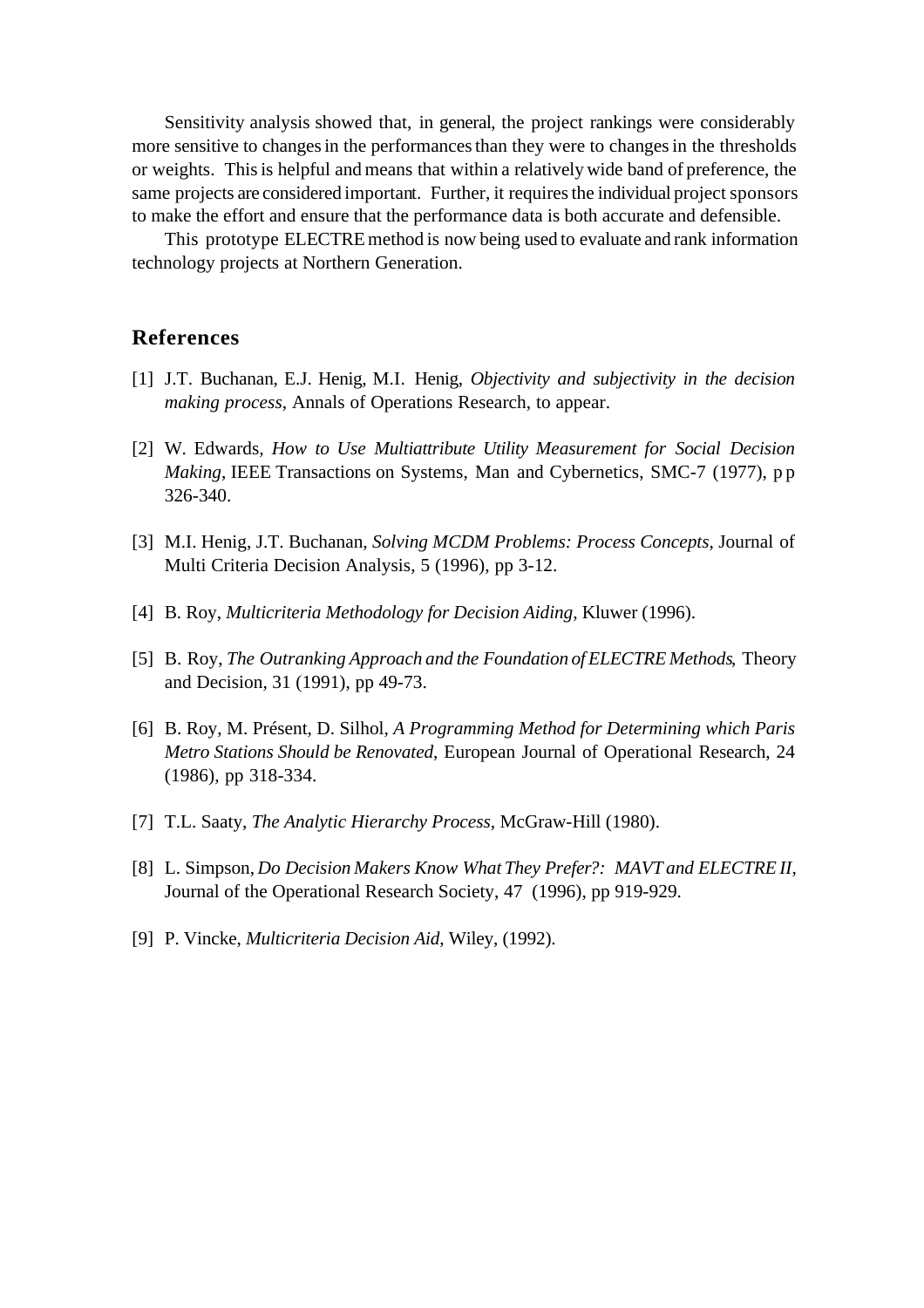Sensitivity analysis showed that, in general, the project rankings were considerably more sensitive to changes in the performances than they were to changes in the thresholds or weights. This is helpful and means that within a relatively wide band of preference, the same projects are considered important. Further, it requires the individual project sponsors to make the effort and ensure that the performance data is both accurate and defensible.

This prototype ELECTRE method is now being used to evaluate and rank information technology projects at Northern Generation.

## References

[1] J.T. Buchanan, E.J. Henig, M.I. Henig, *Objectivity and subjectivity in the decision making process*, Annals of Operations Research, to appear.

[2] W. Edwards, *How to Use Multiattribute Utility Measurement for Social Decision Making*, IEEE Transactions on Systems, Man and Cybernetics, SMC-7 (1977), pp 326-340.

[3] M.I. Henig, J.T. Buchanan, *Solving MCDM Problems: Process Concepts*, Journal of Multi Criteria Decision Analysis, 5 (1996), pp 3-12.

[4] B. Roy, *Multicriteria Methodology for Decision Aiding*, Kluwer (1996).

[5] B. Roy, *The Outranking Approach and the Foundation of ELECTRE Methods*, Theory and Decision, 31 (1991), pp 49-73.

[6] B. Roy, M. Présent, D. Silhol, *A Programming Method for Determining which Paris Metro Stations Should be Renovated*, European Journal of Operational Research, 24 (1986), pp 318-334.

[7] T.L. Saaty, *The Analytic Hierarchy Process*, McGraw-Hill (1980).

[8] L. Simpson, *Do Decision Makers Know What They Prefer?: MAVT and ELECTRE II*, Journal of the Operational Research Society, 47 (1996), pp 919-929.

[9] P. Vincke, *Multicriteria Decision Aid*, Wiley, (1992).